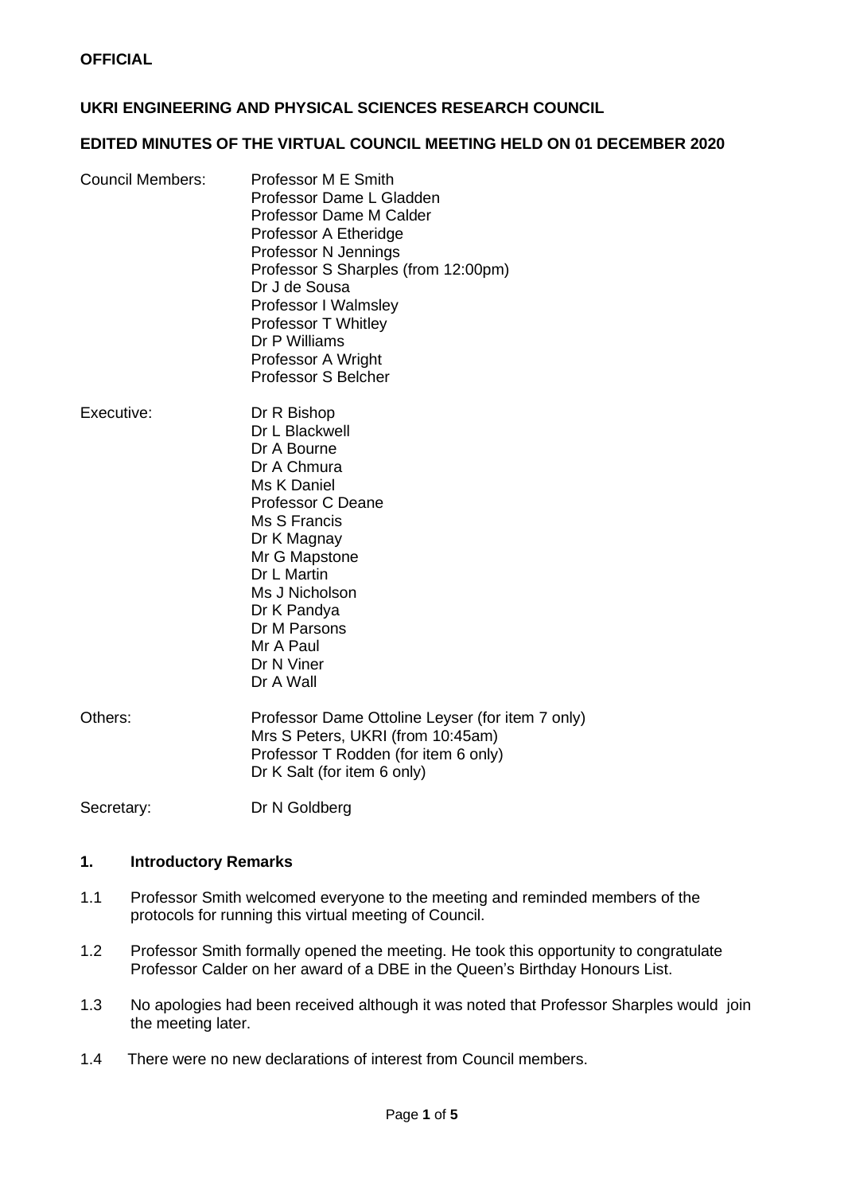**OFFICIAL**

**UKRI ENGINEERING AND PHYSICAL SCIENCES RESEARCH COUNCIL**

**EDITED MINUTES OF THE VIRTUAL COUNCIL MEETING HELD ON 01 DECEMBER 2020**

| | |
|---|---|
| Council Members: | Professor M E Smith<br>Professor Dame L Gladden<br>Professor Dame M Calder<br>Professor A Etheridge<br>Professor N Jennings<br>Professor S Sharples (from 12:00pm)<br>Dr J de Sousa<br>Professor I Walmsley<br>Professor T Whitley<br>Dr P Williams<br>Professor A Wright<br>Professor S Belcher |
| Executive: | Dr R Bishop<br>Dr L Blackwell<br>Dr A Bourne<br>Dr A Chmura<br>Ms K Daniel<br>Professor C Deane<br>Ms S Francis<br>Dr K Magnay<br>Mr G Mapstone<br>Dr L Martin<br>Ms J Nicholson<br>Dr K Pandya<br>Dr M Parsons<br>Mr A Paul<br>Dr N Viner<br>Dr A Wall |
| Others: | Professor Dame Ottoline Leyser (for item 7 only)<br>Mrs S Peters, UKRI (from 10:45am)<br>Professor T Rodden (for item 6 only)<br>Dr K Salt (for item 6 only) |
| Secretary: | Dr N Goldberg |

## 1. Introductory Remarks

1.1 Professor Smith welcomed everyone to the meeting and reminded members of the protocols for running this virtual meeting of Council.

1.2 Professor Smith formally opened the meeting. He took this opportunity to congratulate Professor Calder on her award of a DBE in the Queen's Birthday Honours List.

1.3 No apologies had been received although it was noted that Professor Sharples would join the meeting later.

1.4 There were no new declarations of interest from Council members.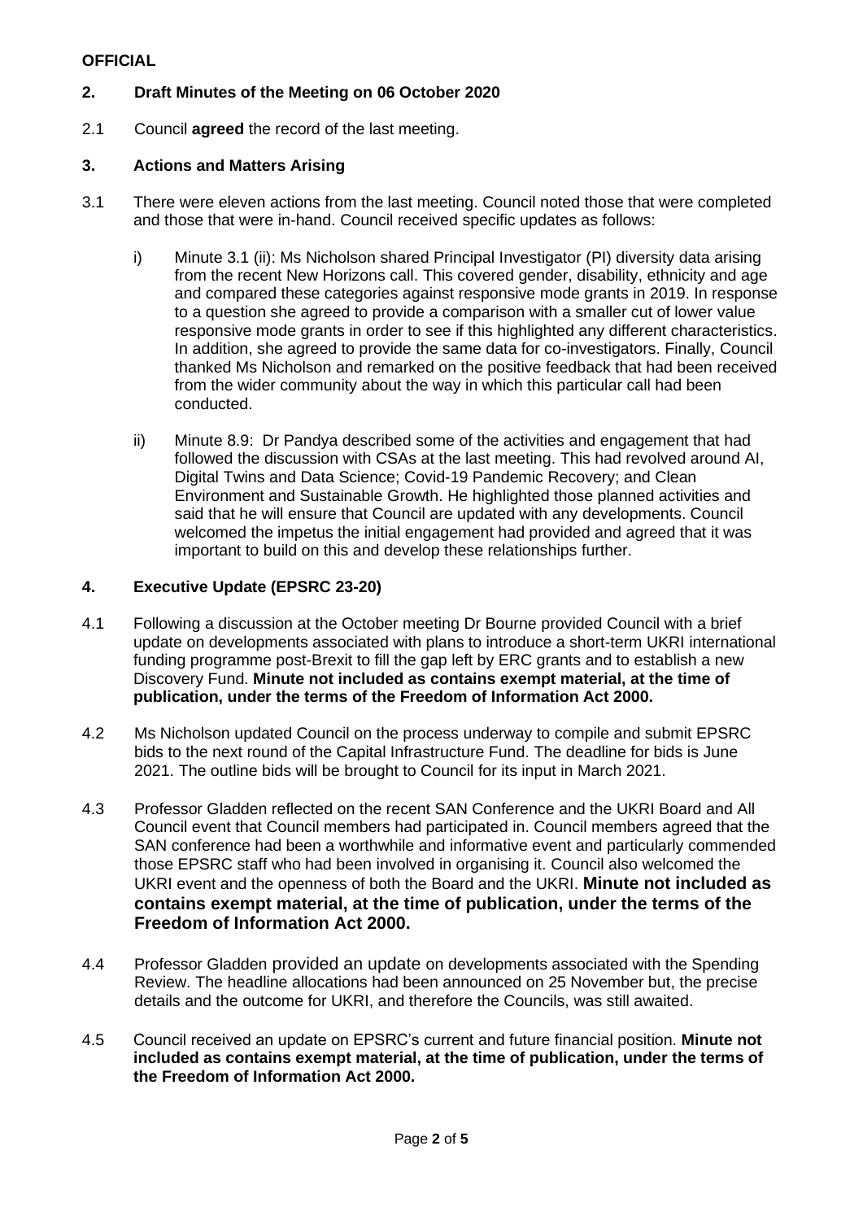**OFFICIAL**

## 2. Draft Minutes of the Meeting on 06 October 2020

2.1 Council **agreed** the record of the last meeting.

## 3. Actions and Matters Arising

3.1 There were eleven actions from the last meeting. Council noted those that were completed and those that were in-hand. Council received specific updates as follows:

i) Minute 3.1 (ii): Ms Nicholson shared Principal Investigator (PI) diversity data arising from the recent New Horizons call. This covered gender, disability, ethnicity and age and compared these categories against responsive mode grants in 2019. In response to a question she agreed to provide a comparison with a smaller cut of lower value responsive mode grants in order to see if this highlighted any different characteristics. In addition, she agreed to provide the same data for co-investigators. Finally, Council thanked Ms Nicholson and remarked on the positive feedback that had been received from the wider community about the way in which this particular call had been conducted.

ii) Minute 8.9: Dr Pandya described some of the activities and engagement that had followed the discussion with CSAs at the last meeting. This had revolved around AI, Digital Twins and Data Science; Covid-19 Pandemic Recovery; and Clean Environment and Sustainable Growth. He highlighted those planned activities and said that he will ensure that Council are updated with any developments. Council welcomed the impetus the initial engagement had provided and agreed that it was important to build on this and develop these relationships further.

## 4. Executive Update (EPSRC 23-20)

4.1 Following a discussion at the October meeting Dr Bourne provided Council with a brief update on developments associated with plans to introduce a short-term UKRI international funding programme post-Brexit to fill the gap left by ERC grants and to establish a new Discovery Fund. **Minute not included as contains exempt material, at the time of publication, under the terms of the Freedom of Information Act 2000.**

4.2 Ms Nicholson updated Council on the process underway to compile and submit EPSRC bids to the next round of the Capital Infrastructure Fund. The deadline for bids is June 2021. The outline bids will be brought to Council for its input in March 2021.

4.3 Professor Gladden reflected on the recent SAN Conference and the UKRI Board and All Council event that Council members had participated in. Council members agreed that the SAN conference had been a worthwhile and informative event and particularly commended those EPSRC staff who had been involved in organising it. Council also welcomed the UKRI event and the openness of both the Board and the UKRI. **Minute not included as contains exempt material, at the time of publication, under the terms of the Freedom of Information Act 2000.**

4.4 Professor Gladden provided an update on developments associated with the Spending Review. The headline allocations had been announced on 25 November but, the precise details and the outcome for UKRI, and therefore the Councils, was still awaited.

4.5 Council received an update on EPSRC's current and future financial position. **Minute not included as contains exempt material, at the time of publication, under the terms of the Freedom of Information Act 2000.**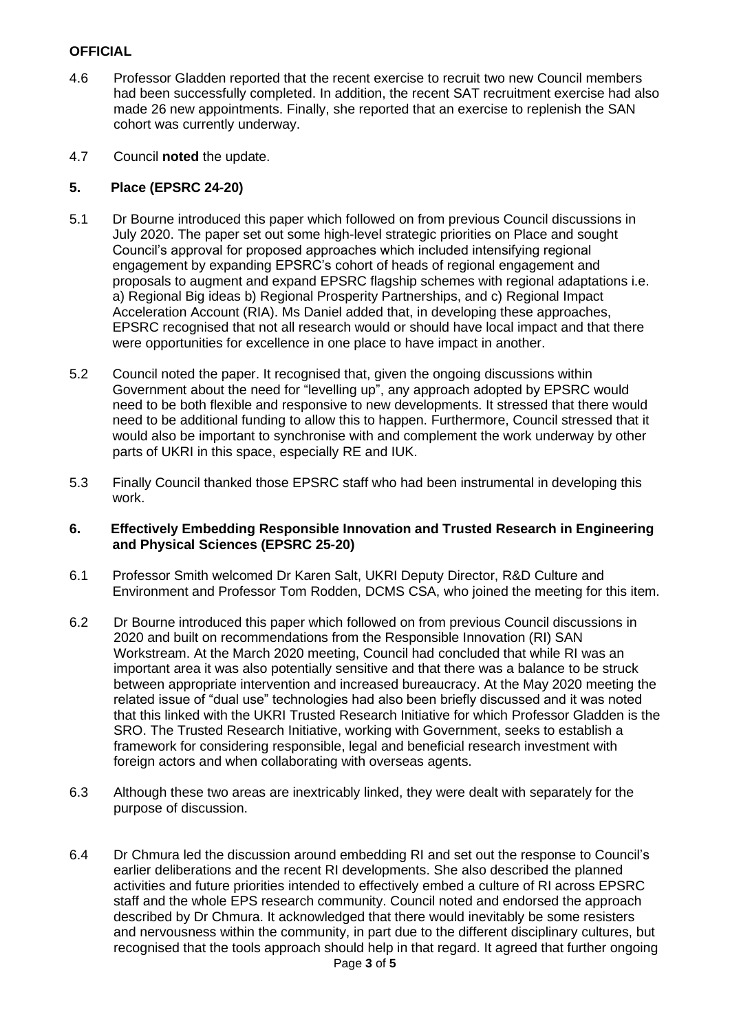4.6 Professor Gladden reported that the recent exercise to recruit two new Council members had been successfully completed. In addition, the recent SAT recruitment exercise had also made 26 new appointments. Finally, she reported that an exercise to replenish the SAN cohort was currently underway.

4.7 Council **noted** the update.

## 5. Place (EPSRC 24-20)

5.1 Dr Bourne introduced this paper which followed on from previous Council discussions in July 2020. The paper set out some high-level strategic priorities on Place and sought Council's approval for proposed approaches which included intensifying regional engagement by expanding EPSRC's cohort of heads of regional engagement and proposals to augment and expand EPSRC flagship schemes with regional adaptations i.e. a) Regional Big ideas b) Regional Prosperity Partnerships, and c) Regional Impact Acceleration Account (RIA). Ms Daniel added that, in developing these approaches, EPSRC recognised that not all research would or should have local impact and that there were opportunities for excellence in one place to have impact in another.

5.2 Council noted the paper. It recognised that, given the ongoing discussions within Government about the need for "levelling up", any approach adopted by EPSRC would need to be both flexible and responsive to new developments. It stressed that there would need to be additional funding to allow this to happen. Furthermore, Council stressed that it would also be important to synchronise with and complement the work underway by other parts of UKRI in this space, especially RE and IUK.

5.3 Finally Council thanked those EPSRC staff who had been instrumental in developing this work.

## 6. Effectively Embedding Responsible Innovation and Trusted Research in Engineering and Physical Sciences (EPSRC 25-20)

6.1 Professor Smith welcomed Dr Karen Salt, UKRI Deputy Director, R&D Culture and Environment and Professor Tom Rodden, DCMS CSA, who joined the meeting for this item.

6.2 Dr Bourne introduced this paper which followed on from previous Council discussions in 2020 and built on recommendations from the Responsible Innovation (RI) SAN Workstream. At the March 2020 meeting, Council had concluded that while RI was an important area it was also potentially sensitive and that there was a balance to be struck between appropriate intervention and increased bureaucracy. At the May 2020 meeting the related issue of "dual use" technologies had also been briefly discussed and it was noted that this linked with the UKRI Trusted Research Initiative for which Professor Gladden is the SRO. The Trusted Research Initiative, working with Government, seeks to establish a framework for considering responsible, legal and beneficial research investment with foreign actors and when collaborating with overseas agents.

6.3 Although these two areas are inextricably linked, they were dealt with separately for the purpose of discussion.

6.4 Dr Chmura led the discussion around embedding RI and set out the response to Council's earlier deliberations and the recent RI developments. She also described the planned activities and future priorities intended to effectively embed a culture of RI across EPSRC staff and the whole EPS research community. Council noted and endorsed the approach described by Dr Chmura. It acknowledged that there would inevitably be some resisters and nervousness within the community, in part due to the different disciplinary cultures, but recognised that the tools approach should help in that regard. It agreed that further ongoing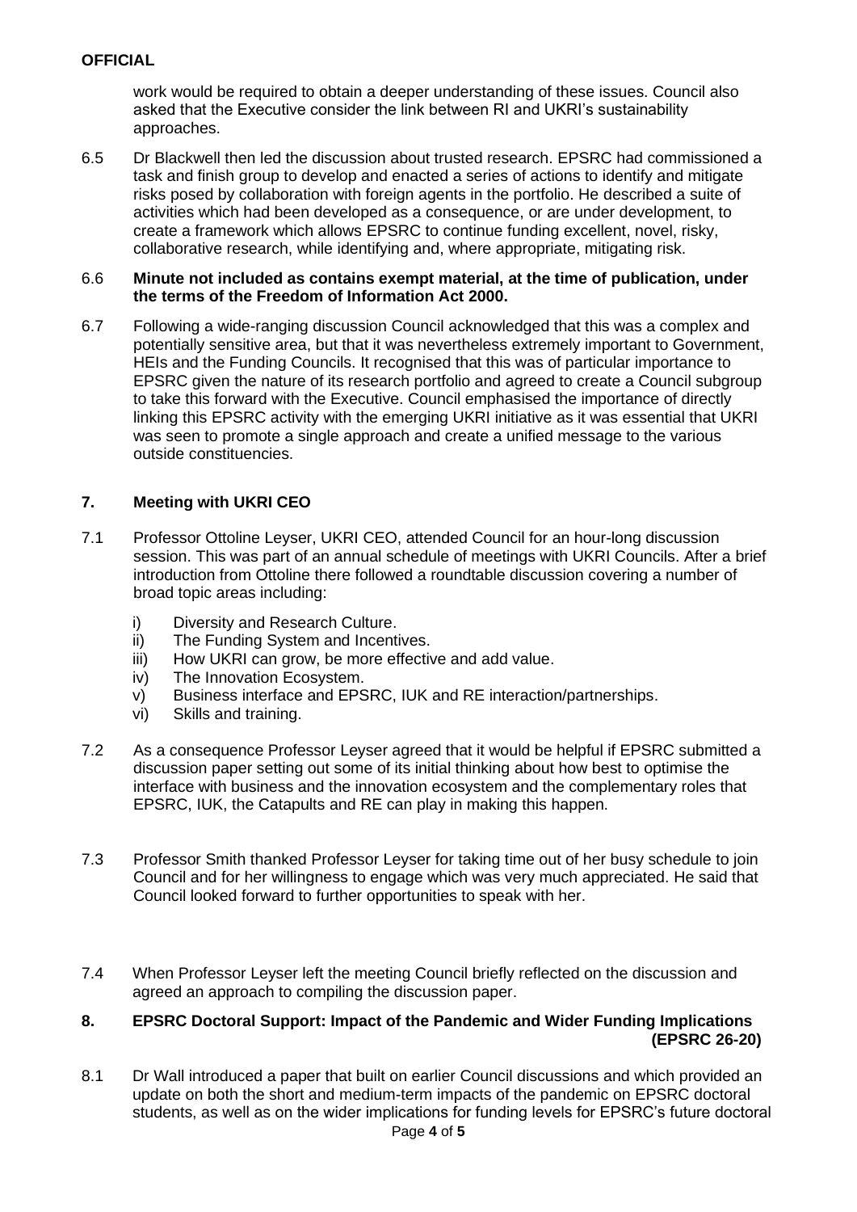work would be required to obtain a deeper understanding of these issues. Council also asked that the Executive consider the link between RI and UKRI's sustainability approaches.

6.5 Dr Blackwell then led the discussion about trusted research. EPSRC had commissioned a task and finish group to develop and enacted a series of actions to identify and mitigate risks posed by collaboration with foreign agents in the portfolio. He described a suite of activities which had been developed as a consequence, or are under development, to create a framework which allows EPSRC to continue funding excellent, novel, risky, collaborative research, while identifying and, where appropriate, mitigating risk.

6.6 **Minute not included as contains exempt material, at the time of publication, under the terms of the Freedom of Information Act 2000.**

6.7 Following a wide-ranging discussion Council acknowledged that this was a complex and potentially sensitive area, but that it was nevertheless extremely important to Government, HEIs and the Funding Councils. It recognised that this was of particular importance to EPSRC given the nature of its research portfolio and agreed to create a Council subgroup to take this forward with the Executive. Council emphasised the importance of directly linking this EPSRC activity with the emerging UKRI initiative as it was essential that UKRI was seen to promote a single approach and create a unified message to the various outside constituencies.

## 7. Meeting with UKRI CEO

7.1 Professor Ottoline Leyser, UKRI CEO, attended Council for an hour-long discussion session. This was part of an annual schedule of meetings with UKRI Councils. After a brief introduction from Ottoline there followed a roundtable discussion covering a number of broad topic areas including:

- i) Diversity and Research Culture.
- ii) The Funding System and Incentives.
- iii) How UKRI can grow, be more effective and add value.
- iv) The Innovation Ecosystem.
- v) Business interface and EPSRC, IUK and RE interaction/partnerships.
- vi) Skills and training.

7.2 As a consequence Professor Leyser agreed that it would be helpful if EPSRC submitted a discussion paper setting out some of its initial thinking about how best to optimise the interface with business and the innovation ecosystem and the complementary roles that EPSRC, IUK, the Catapults and RE can play in making this happen.

7.3 Professor Smith thanked Professor Leyser for taking time out of her busy schedule to join Council and for her willingness to engage which was very much appreciated. He said that Council looked forward to further opportunities to speak with her.

7.4 When Professor Leyser left the meeting Council briefly reflected on the discussion and agreed an approach to compiling the discussion paper.

## 8. EPSRC Doctoral Support: Impact of the Pandemic and Wider Funding Implications (EPSRC 26-20)

8.1 Dr Wall introduced a paper that built on earlier Council discussions and which provided an update on both the short and medium-term impacts of the pandemic on EPSRC doctoral students, as well as on the wider implications for funding levels for EPSRC's future doctoral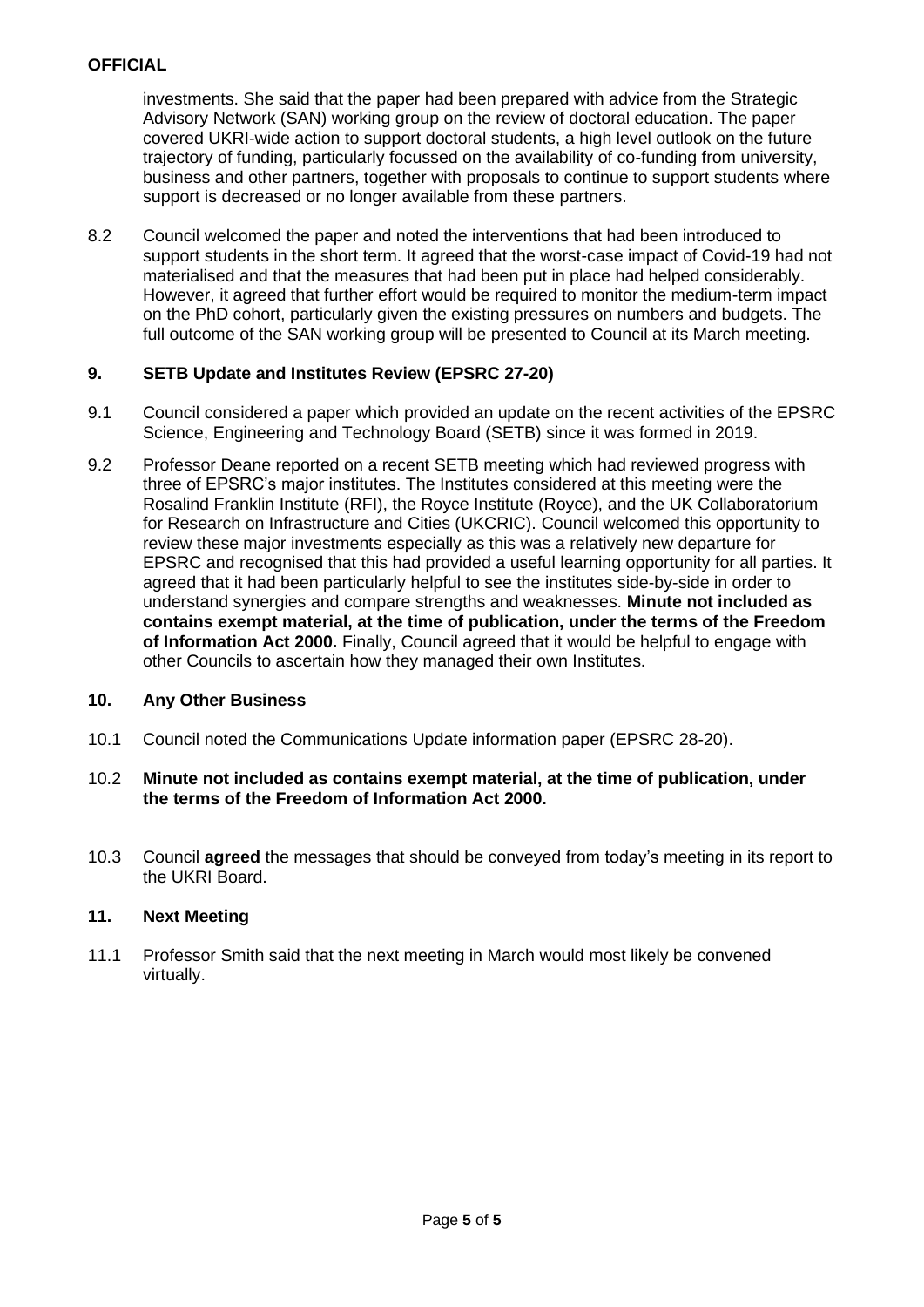investments. She said that the paper had been prepared with advice from the Strategic Advisory Network (SAN) working group on the review of doctoral education. The paper covered UKRI-wide action to support doctoral students, a high level outlook on the future trajectory of funding, particularly focussed on the availability of co-funding from university, business and other partners, together with proposals to continue to support students where support is decreased or no longer available from these partners.

8.2 Council welcomed the paper and noted the interventions that had been introduced to support students in the short term. It agreed that the worst-case impact of Covid-19 had not materialised and that the measures that had been put in place had helped considerably. However, it agreed that further effort would be required to monitor the medium-term impact on the PhD cohort, particularly given the existing pressures on numbers and budgets. The full outcome of the SAN working group will be presented to Council at its March meeting.

## 9. SETB Update and Institutes Review (EPSRC 27-20)

9.1 Council considered a paper which provided an update on the recent activities of the EPSRC Science, Engineering and Technology Board (SETB) since it was formed in 2019.

9.2 Professor Deane reported on a recent SETB meeting which had reviewed progress with three of EPSRC's major institutes. The Institutes considered at this meeting were the Rosalind Franklin Institute (RFI), the Royce Institute (Royce), and the UK Collaboratorium for Research on Infrastructure and Cities (UKCRIC). Council welcomed this opportunity to review these major investments especially as this was a relatively new departure for EPSRC and recognised that this had provided a useful learning opportunity for all parties. It agreed that it had been particularly helpful to see the institutes side-by-side in order to understand synergies and compare strengths and weaknesses. **Minute not included as contains exempt material, at the time of publication, under the terms of the Freedom of Information Act 2000.** Finally, Council agreed that it would be helpful to engage with other Councils to ascertain how they managed their own Institutes.

## 10. Any Other Business

10.1 Council noted the Communications Update information paper (EPSRC 28-20).

10.2 **Minute not included as contains exempt material, at the time of publication, under the terms of the Freedom of Information Act 2000.**

10.3 Council **agreed** the messages that should be conveyed from today's meeting in its report to the UKRI Board.

## 11. Next Meeting

11.1 Professor Smith said that the next meeting in March would most likely be convened virtually.